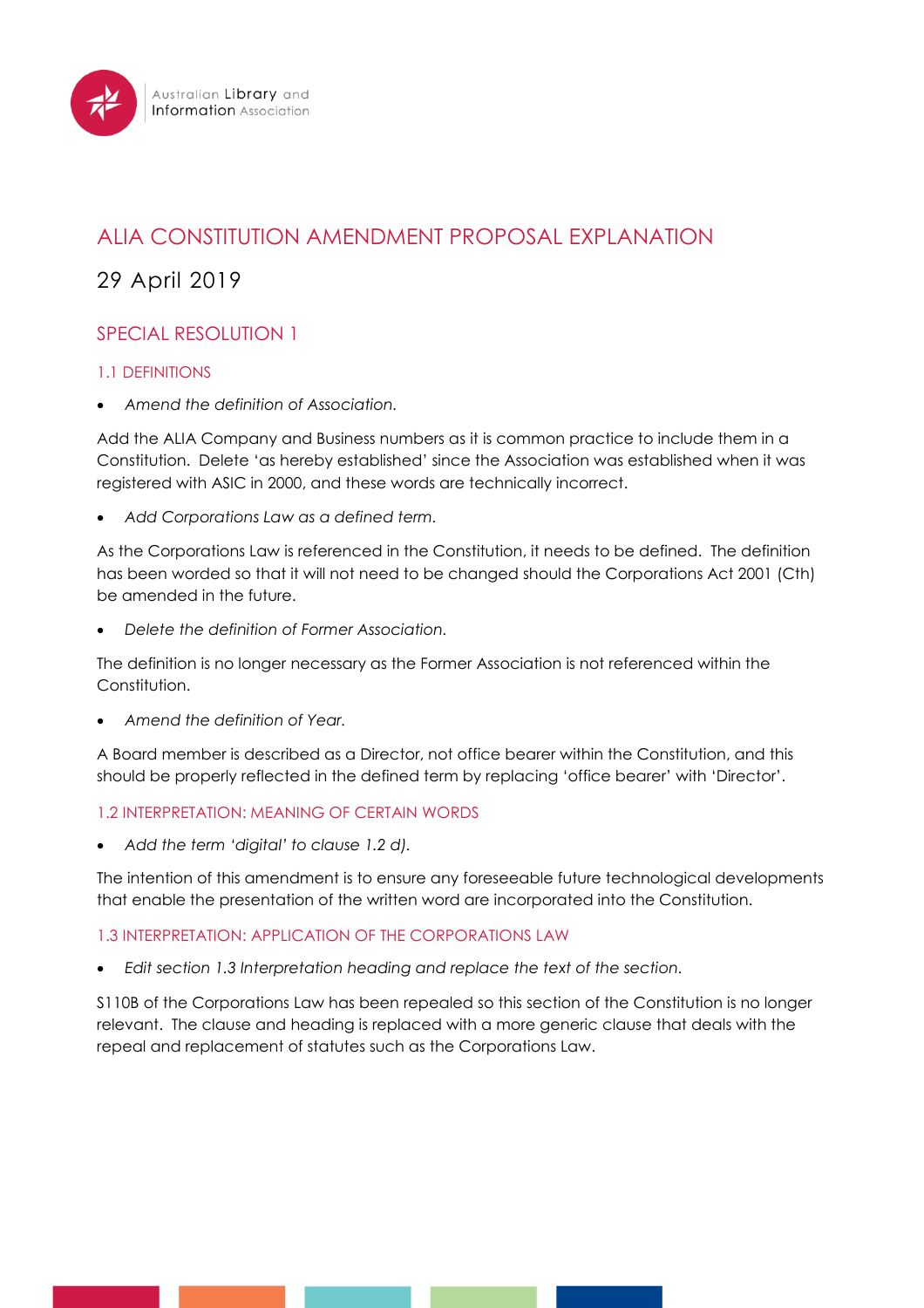Australian Library and Information Association

# ALIA CONSTITUTION AMENDMENT PROPOSAL EXPLANATION

29 April 2019

## SPECIAL RESOLUTION 1

### 1.1 DEFINITIONS

- *Amend the definition of Association.*

Add the ALIA Company and Business numbers as it is common practice to include them in a Constitution. Delete 'as hereby established' since the Association was established when it was registered with ASIC in 2000, and these words are technically incorrect.

- *Add Corporations Law as a defined term.*

As the Corporations Law is referenced in the Constitution, it needs to be defined. The definition has been worded so that it will not need to be changed should the Corporations Act 2001 (Cth) be amended in the future.

- *Delete the definition of Former Association.*

The definition is no longer necessary as the Former Association is not referenced within the Constitution.

- *Amend the definition of Year.*

A Board member is described as a Director, not office bearer within the Constitution, and this should be properly reflected in the defined term by replacing 'office bearer' with 'Director'.

### 1.2 INTERPRETATION: MEANING OF CERTAIN WORDS

- *Add the term 'digital' to clause 1.2 d).*

The intention of this amendment is to ensure any foreseeable future technological developments that enable the presentation of the written word are incorporated into the Constitution.

### 1.3 INTERPRETATION: APPLICATION OF THE CORPORATIONS LAW

- *Edit section 1.3 Interpretation heading and replace the text of the section.*

S110B of the Corporations Law has been repealed so this section of the Constitution is no longer relevant. The clause and heading is replaced with a more generic clause that deals with the repeal and replacement of statutes such as the Corporations Law.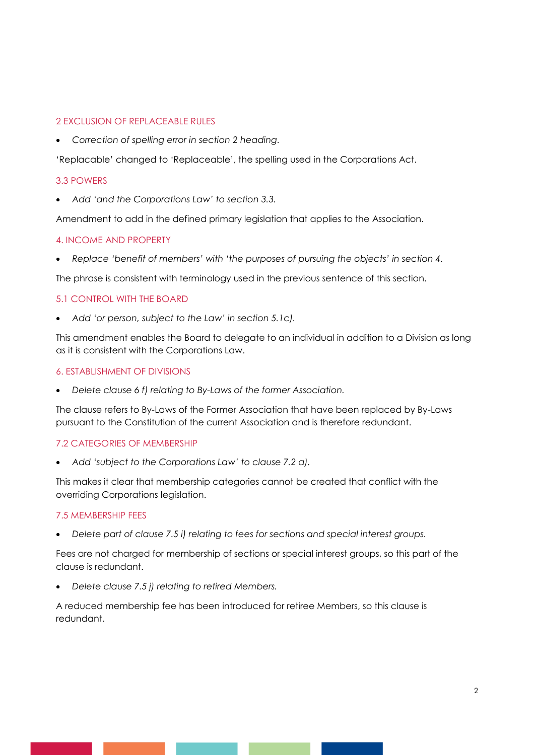## 2 EXCLUSION OF REPLACEABLE RULES

- *Correction of spelling error in section 2 heading.*

'Replacable' changed to 'Replaceable', the spelling used in the Corporations Act.

## 3.3 POWERS

- *Add 'and the Corporations Law' to section 3.3.*

Amendment to add in the defined primary legislation that applies to the Association.

## 4. INCOME AND PROPERTY

- *Replace 'benefit of members' with 'the purposes of pursuing the objects' in section 4.*

The phrase is consistent with terminology used in the previous sentence of this section.

## 5.1 CONTROL WITH THE BOARD

- *Add 'or person, subject to the Law' in section 5.1c).*

This amendment enables the Board to delegate to an individual in addition to a Division as long as it is consistent with the Corporations Law.

## 6. ESTABLISHMENT OF DIVISIONS

- *Delete clause 6 f) relating to By-Laws of the former Association.*

The clause refers to By-Laws of the Former Association that have been replaced by By-Laws pursuant to the Constitution of the current Association and is therefore redundant.

## 7.2 CATEGORIES OF MEMBERSHIP

- *Add 'subject to the Corporations Law' to clause 7.2 a).*

This makes it clear that membership categories cannot be created that conflict with the overriding Corporations legislation.

## 7.5 MEMBERSHIP FEES

- *Delete part of clause 7.5 i) relating to fees for sections and special interest groups.*

Fees are not charged for membership of sections or special interest groups, so this part of the clause is redundant.

- *Delete clause 7.5 j) relating to retired Members.*

A reduced membership fee has been introduced for retiree Members, so this clause is redundant.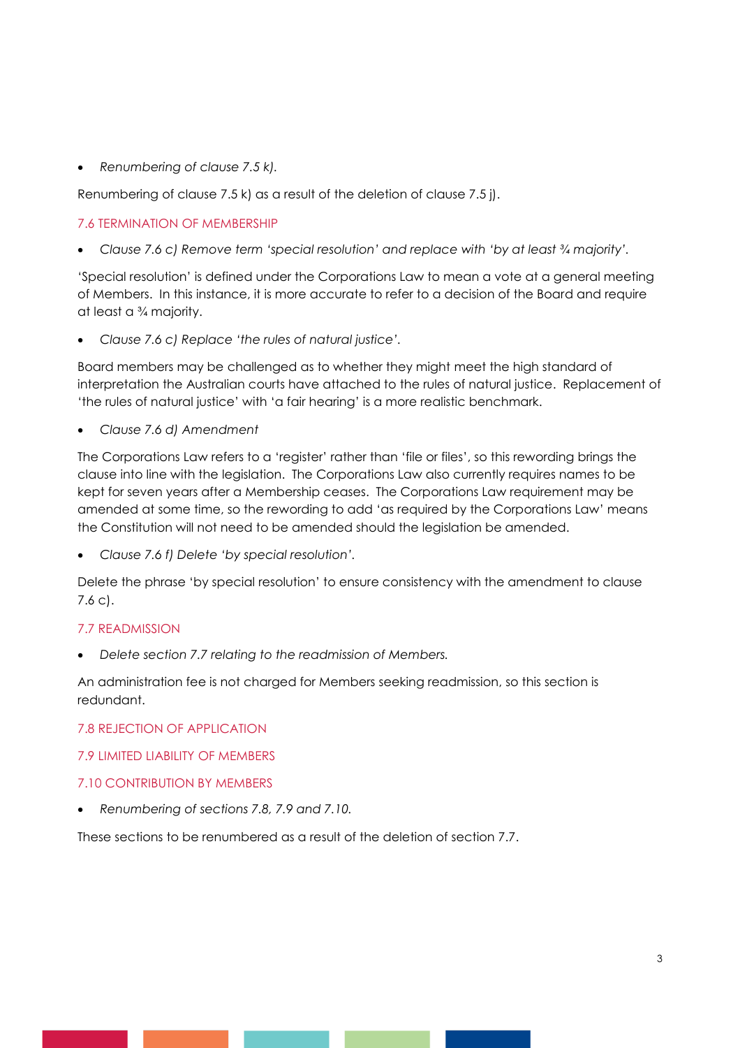- *Renumbering of clause 7.5 k).*

Renumbering of clause 7.5 k) as a result of the deletion of clause 7.5 j).

## 7.6 TERMINATION OF MEMBERSHIP

- *Clause 7.6 c) Remove term 'special resolution' and replace with 'by at least ¾ majority'.*

'Special resolution' is defined under the Corporations Law to mean a vote at a general meeting of Members. In this instance, it is more accurate to refer to a decision of the Board and require at least a ¾ majority.

- *Clause 7.6 c) Replace 'the rules of natural justice'.*

Board members may be challenged as to whether they might meet the high standard of interpretation the Australian courts have attached to the rules of natural justice. Replacement of 'the rules of natural justice' with 'a fair hearing' is a more realistic benchmark.

- *Clause 7.6 d) Amendment*

The Corporations Law refers to a 'register' rather than 'file or files', so this rewording brings the clause into line with the legislation. The Corporations Law also currently requires names to be kept for seven years after a Membership ceases. The Corporations Law requirement may be amended at some time, so the rewording to add 'as required by the Corporations Law' means the Constitution will not need to be amended should the legislation be amended.

- *Clause 7.6 f) Delete 'by special resolution'.*

Delete the phrase 'by special resolution' to ensure consistency with the amendment to clause 7.6 c).

## 7.7 READMISSION

- *Delete section 7.7 relating to the readmission of Members.*

An administration fee is not charged for Members seeking readmission, so this section is redundant.

## 7.8 REJECTION OF APPLICATION

## 7.9 LIMITED LIABILITY OF MEMBERS

## 7.10 CONTRIBUTION BY MEMBERS

- *Renumbering of sections 7.8, 7.9 and 7.10.*

These sections to be renumbered as a result of the deletion of section 7.7.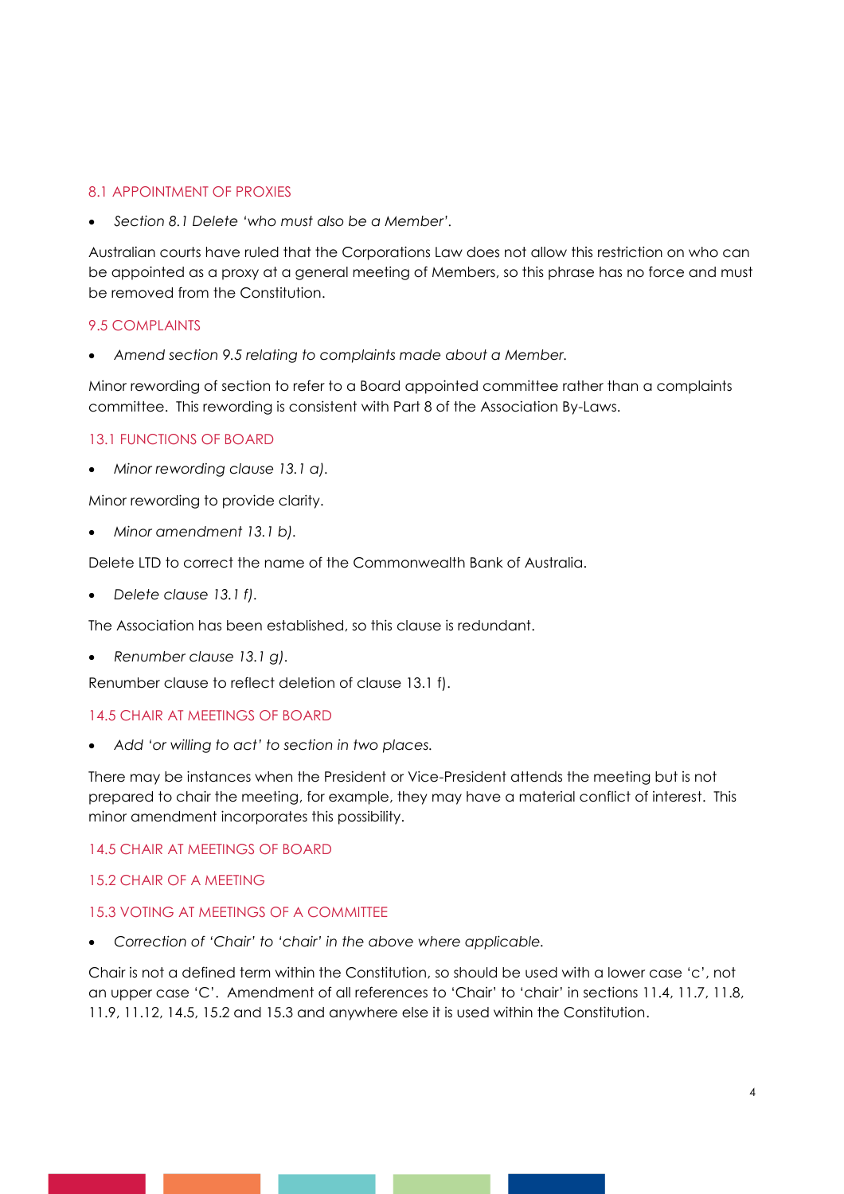### 8.1 APPOINTMENT OF PROXIES

- *Section 8.1 Delete 'who must also be a Member'.*

Australian courts have ruled that the Corporations Law does not allow this restriction on who can be appointed as a proxy at a general meeting of Members, so this phrase has no force and must be removed from the Constitution.

### 9.5 COMPLAINTS

- *Amend section 9.5 relating to complaints made about a Member.*

Minor rewording of section to refer to a Board appointed committee rather than a complaints committee. This rewording is consistent with Part 8 of the Association By-Laws.

### 13.1 FUNCTIONS OF BOARD

- *Minor rewording clause 13.1 a).*

Minor rewording to provide clarity.

- *Minor amendment 13.1 b).*

Delete LTD to correct the name of the Commonwealth Bank of Australia.

- *Delete clause 13.1 f).*

The Association has been established, so this clause is redundant.

- *Renumber clause 13.1 g).*

Renumber clause to reflect deletion of clause 13.1 f).

### 14.5 CHAIR AT MEETINGS OF BOARD

- *Add 'or willing to act' to section in two places.*

There may be instances when the President or Vice-President attends the meeting but is not prepared to chair the meeting, for example, they may have a material conflict of interest. This minor amendment incorporates this possibility.

### 14.5 CHAIR AT MEETINGS OF BOARD

### 15.2 CHAIR OF A MEETING

### 15.3 VOTING AT MEETINGS OF A COMMITTEE

- *Correction of 'Chair' to 'chair' in the above where applicable.*

Chair is not a defined term within the Constitution, so should be used with a lower case 'c', not an upper case 'C'. Amendment of all references to 'Chair' to 'chair' in sections 11.4, 11.7, 11.8, 11.9, 11.12, 14.5, 15.2 and 15.3 and anywhere else it is used within the Constitution.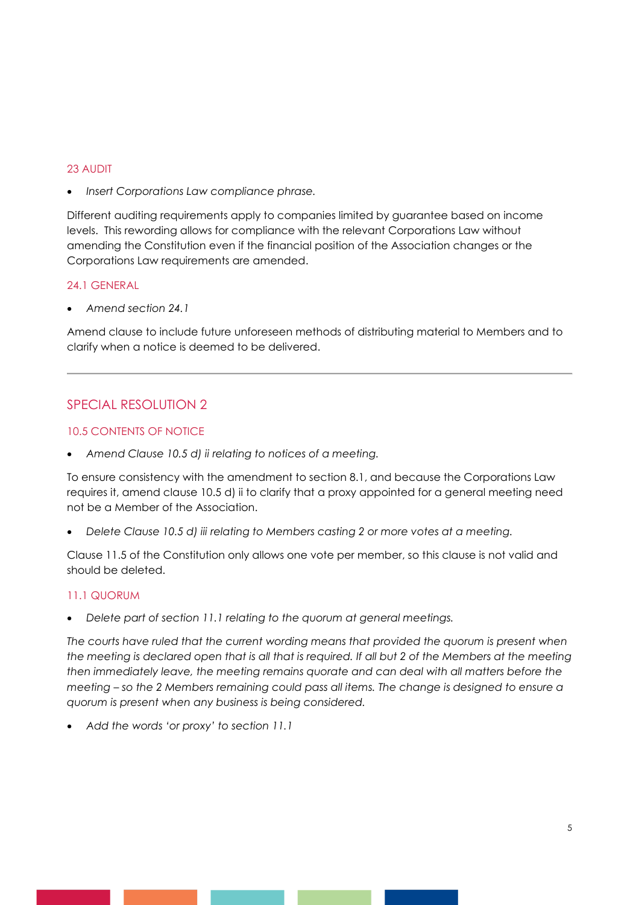### 23 AUDIT

- *Insert Corporations Law compliance phrase.*

Different auditing requirements apply to companies limited by guarantee based on income levels. This rewording allows for compliance with the relevant Corporations Law without amending the Constitution even if the financial position of the Association changes or the Corporations Law requirements are amended.

### 24.1 GENERAL

- *Amend section 24.1*

Amend clause to include future unforeseen methods of distributing material to Members and to clarify when a notice is deemed to be delivered.

---

## SPECIAL RESOLUTION 2

### 10.5 CONTENTS OF NOTICE

- *Amend Clause 10.5 d) ii relating to notices of a meeting.*

To ensure consistency with the amendment to section 8.1, and because the Corporations Law requires it, amend clause 10.5 d) ii to clarify that a proxy appointed for a general meeting need not be a Member of the Association.

- *Delete Clause 10.5 d) iii relating to Members casting 2 or more votes at a meeting.*

Clause 11.5 of the Constitution only allows one vote per member, so this clause is not valid and should be deleted.

### 11.1 QUORUM

- *Delete part of section 11.1 relating to the quorum at general meetings.*

*The courts have ruled that the current wording means that provided the quorum is present when the meeting is declared open that is all that is required. If all but 2 of the Members at the meeting then immediately leave, the meeting remains quorate and can deal with all matters before the meeting – so the 2 Members remaining could pass all items. The change is designed to ensure a quorum is present when any business is being considered.*

- *Add the words 'or proxy' to section 11.1*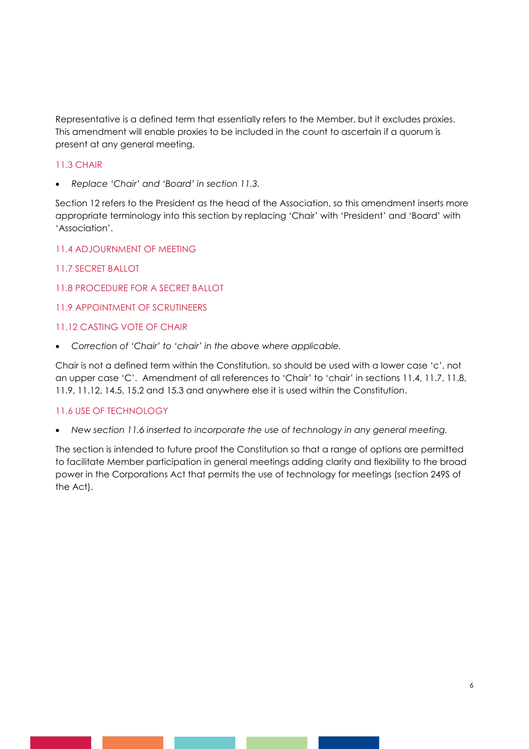Representative is a defined term that essentially refers to the Member, but it excludes proxies. This amendment will enable proxies to be included in the count to ascertain if a quorum is present at any general meeting.

### 11.3 CHAIR

- *Replace 'Chair' and 'Board' in section 11.3.*

Section 12 refers to the President as the head of the Association, so this amendment inserts more appropriate terminology into this section by replacing 'Chair' with 'President' and 'Board' with 'Association'.

### 11.4 ADJOURNMENT OF MEETING

### 11.7 SECRET BALLOT

### 11.8 PROCEDURE FOR A SECRET BALLOT

### 11.9 APPOINTMENT OF SCRUTINEERS

### 11.12 CASTING VOTE OF CHAIR

- *Correction of 'Chair' to 'chair' in the above where applicable.*

Chair is not a defined term within the Constitution, so should be used with a lower case 'c', not an upper case 'C'. Amendment of all references to 'Chair' to 'chair' in sections 11.4, 11.7, 11.8, 11.9, 11.12, 14.5, 15.2 and 15.3 and anywhere else it is used within the Constitution.

### 11.6 USE OF TECHNOLOGY

- *New section 11.6 inserted to incorporate the use of technology in any general meeting.*

The section is intended to future proof the Constitution so that a range of options are permitted to facilitate Member participation in general meetings adding clarity and flexibility to the broad power in the Corporations Act that permits the use of technology for meetings (section 249S of the Act).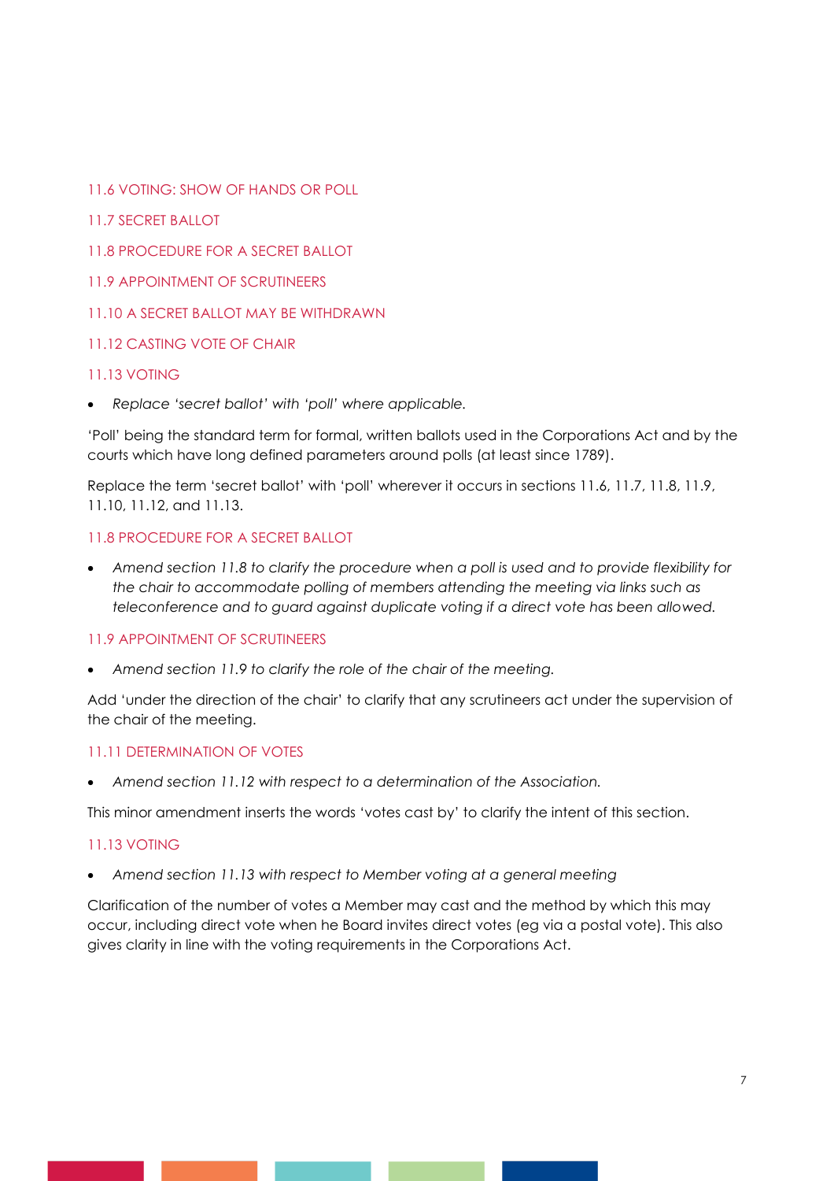### 11.6 VOTING: SHOW OF HANDS OR POLL

### 11.7 SECRET BALLOT

### 11.8 PROCEDURE FOR A SECRET BALLOT

### 11.9 APPOINTMENT OF SCRUTINEERS

### 11.10 A SECRET BALLOT MAY BE WITHDRAWN

### 11.12 CASTING VOTE OF CHAIR

### 11.13 VOTING

- *Replace 'secret ballot' with 'poll' where applicable.*

'Poll' being the standard term for formal, written ballots used in the Corporations Act and by the courts which have long defined parameters around polls (at least since 1789).

Replace the term 'secret ballot' with 'poll' wherever it occurs in sections 11.6, 11.7, 11.8, 11.9, 11.10, 11.12, and 11.13.

### 11.8 PROCEDURE FOR A SECRET BALLOT

- *Amend section 11.8 to clarify the procedure when a poll is used and to provide flexibility for the chair to accommodate polling of members attending the meeting via links such as teleconference and to guard against duplicate voting if a direct vote has been allowed.*

### 11.9 APPOINTMENT OF SCRUTINEERS

- *Amend section 11.9 to clarify the role of the chair of the meeting.*

Add 'under the direction of the chair' to clarify that any scrutineers act under the supervision of the chair of the meeting.

### 11.11 DETERMINATION OF VOTES

- *Amend section 11.12 with respect to a determination of the Association.*

This minor amendment inserts the words 'votes cast by' to clarify the intent of this section.

### 11.13 VOTING

- *Amend section 11.13 with respect to Member voting at a general meeting*

Clarification of the number of votes a Member may cast and the method by which this may occur, including direct vote when he Board invites direct votes (eg via a postal vote). This also gives clarity in line with the voting requirements in the Corporations Act.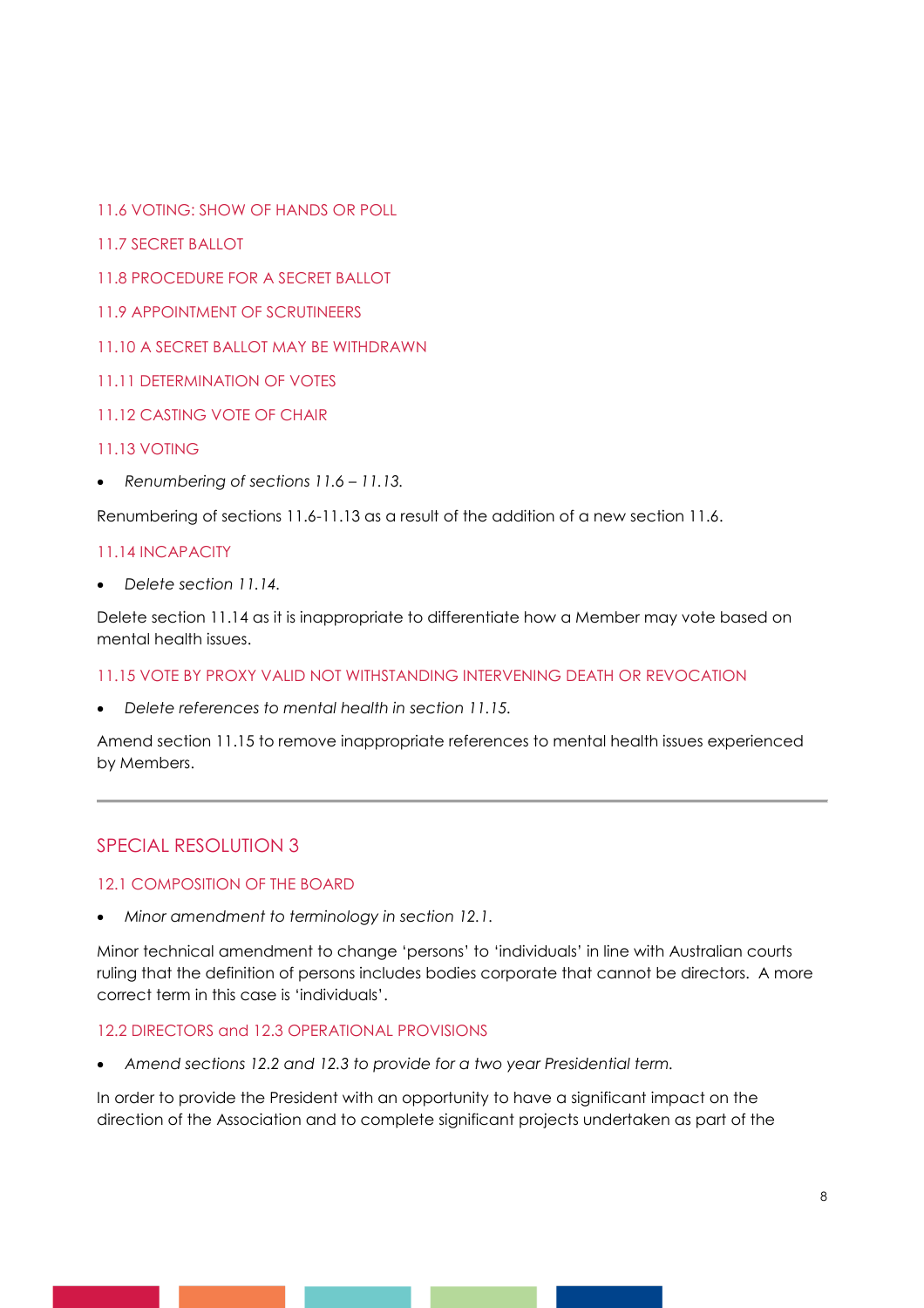### 11.6 VOTING: SHOW OF HANDS OR POLL

### 11.7 SECRET BALLOT

### 11.8 PROCEDURE FOR A SECRET BALLOT

### 11.9 APPOINTMENT OF SCRUTINEERS

### 11.10 A SECRET BALLOT MAY BE WITHDRAWN

### 11.11 DETERMINATION OF VOTES

### 11.12 CASTING VOTE OF CHAIR

### 11.13 VOTING

- *Renumbering of sections 11.6 – 11.13.*

Renumbering of sections 11.6-11.13 as a result of the addition of a new section 11.6.

### 11.14 INCAPACITY

- *Delete section 11.14.*

Delete section 11.14 as it is inappropriate to differentiate how a Member may vote based on mental health issues.

### 11.15 VOTE BY PROXY VALID NOT WITHSTANDING INTERVENING DEATH OR REVOCATION

- *Delete references to mental health in section 11.15.*

Amend section 11.15 to remove inappropriate references to mental health issues experienced by Members.

---

## SPECIAL RESOLUTION 3

### 12.1 COMPOSITION OF THE BOARD

- *Minor amendment to terminology in section 12.1.*

Minor technical amendment to change 'persons' to 'individuals' in line with Australian courts ruling that the definition of persons includes bodies corporate that cannot be directors. A more correct term in this case is 'individuals'.

### 12.2 DIRECTORS and 12.3 OPERATIONAL PROVISIONS

- *Amend sections 12.2 and 12.3 to provide for a two year Presidential term.*

In order to provide the President with an opportunity to have a significant impact on the direction of the Association and to complete significant projects undertaken as part of the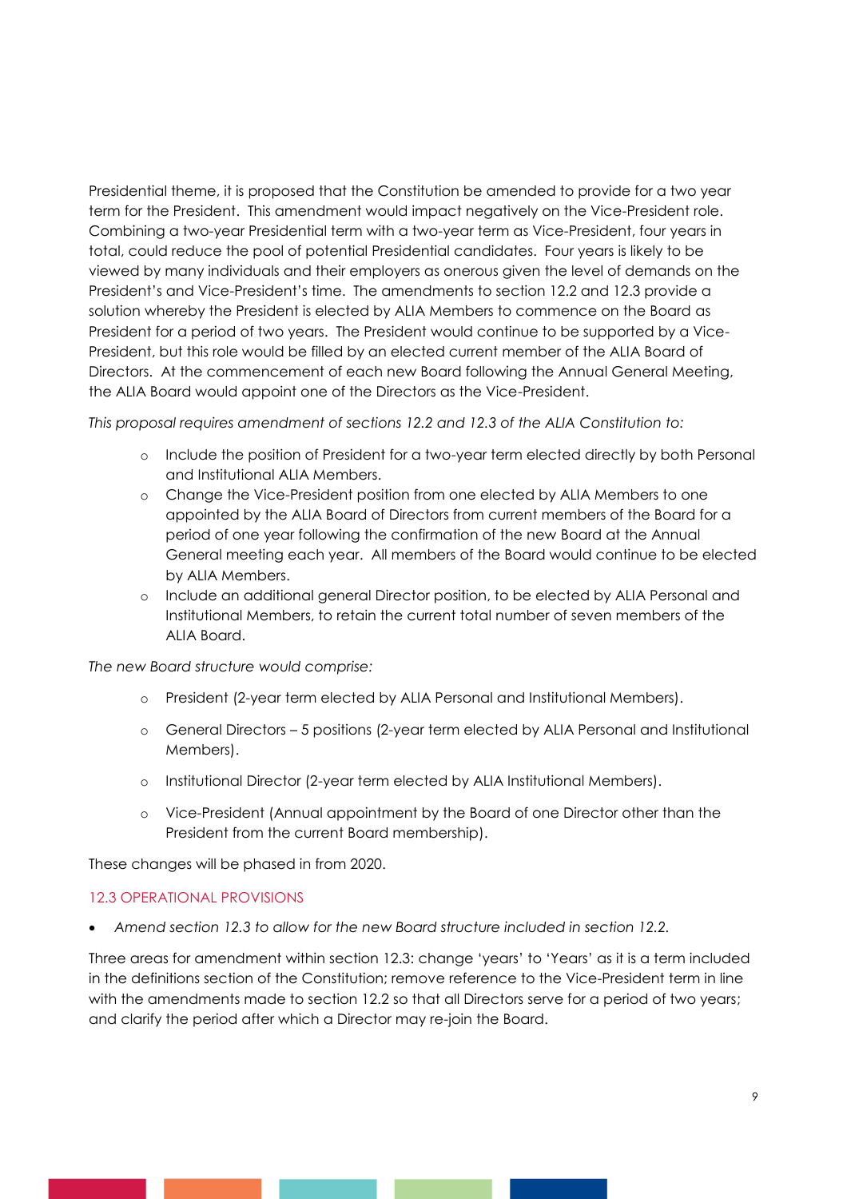Presidential theme, it is proposed that the Constitution be amended to provide for a two year term for the President. This amendment would impact negatively on the Vice-President role. Combining a two-year Presidential term with a two-year term as Vice-President, four years in total, could reduce the pool of potential Presidential candidates. Four years is likely to be viewed by many individuals and their employers as onerous given the level of demands on the President's and Vice-President's time. The amendments to section 12.2 and 12.3 provide a solution whereby the President is elected by ALIA Members to commence on the Board as President for a period of two years. The President would continue to be supported by a Vice-President, but this role would be filled by an elected current member of the ALIA Board of Directors. At the commencement of each new Board following the Annual General Meeting, the ALIA Board would appoint one of the Directors as the Vice-President.

*This proposal requires amendment of sections 12.2 and 12.3 of the ALIA Constitution to:*

- Include the position of President for a two-year term elected directly by both Personal and Institutional ALIA Members.
- Change the Vice-President position from one elected by ALIA Members to one appointed by the ALIA Board of Directors from current members of the Board for a period of one year following the confirmation of the new Board at the Annual General meeting each year. All members of the Board would continue to be elected by ALIA Members.
- Include an additional general Director position, to be elected by ALIA Personal and Institutional Members, to retain the current total number of seven members of the ALIA Board.

*The new Board structure would comprise:*

- President (2-year term elected by ALIA Personal and Institutional Members).
- General Directors – 5 positions (2-year term elected by ALIA Personal and Institutional Members).
- Institutional Director (2-year term elected by ALIA Institutional Members).
- Vice-President (Annual appointment by the Board of one Director other than the President from the current Board membership).

These changes will be phased in from 2020.

### 12.3 OPERATIONAL PROVISIONS

- *Amend section 12.3 to allow for the new Board structure included in section 12.2.*

Three areas for amendment within section 12.3: change 'years' to 'Years' as it is a term included in the definitions section of the Constitution; remove reference to the Vice-President term in line with the amendments made to section 12.2 so that all Directors serve for a period of two years; and clarify the period after which a Director may re-join the Board.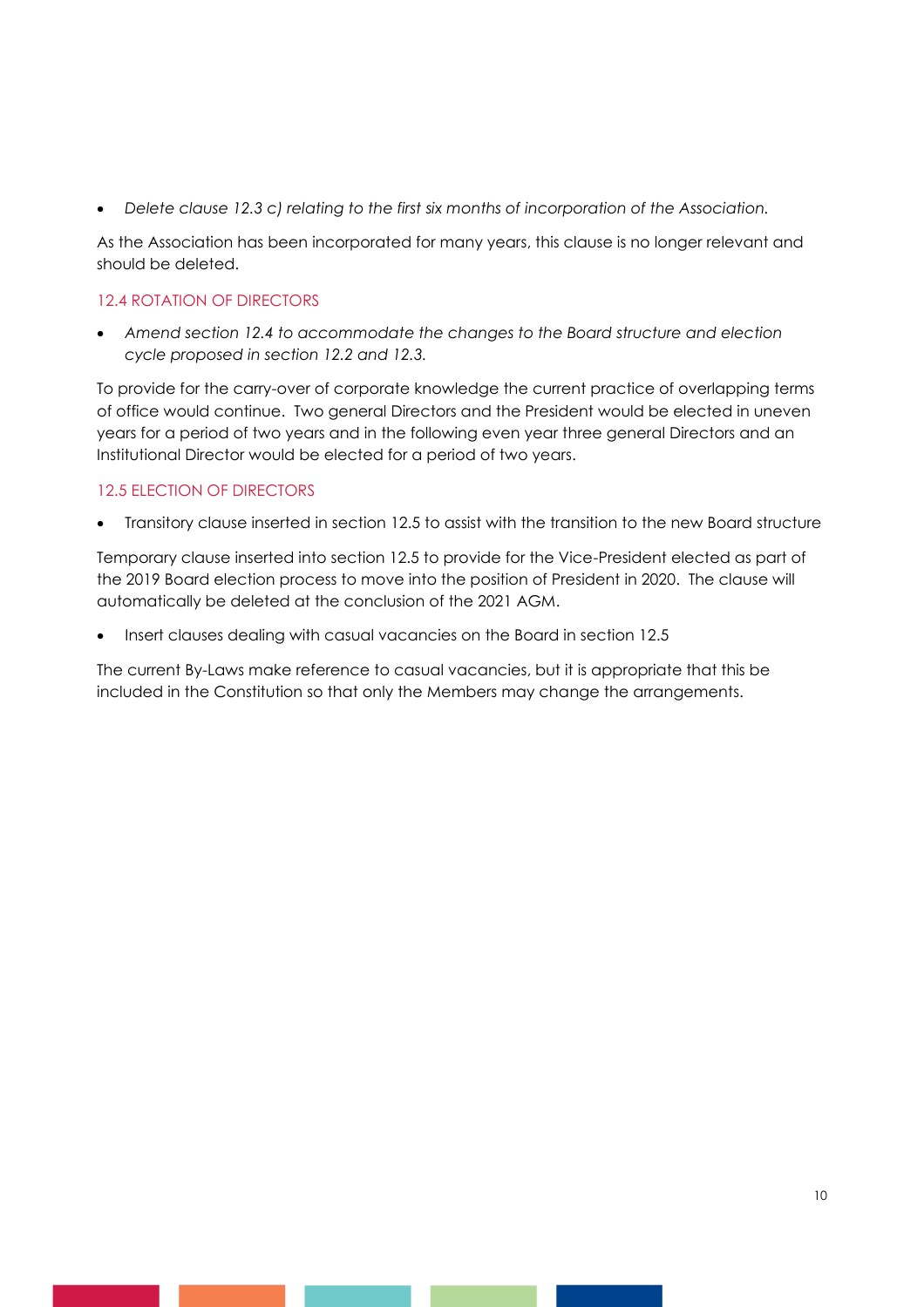- *Delete clause 12.3 c) relating to the first six months of incorporation of the Association.*

As the Association has been incorporated for many years, this clause is no longer relevant and should be deleted.

### 12.4 ROTATION OF DIRECTORS

- *Amend section 12.4 to accommodate the changes to the Board structure and election cycle proposed in section 12.2 and 12.3.*

To provide for the carry-over of corporate knowledge the current practice of overlapping terms of office would continue. Two general Directors and the President would be elected in uneven years for a period of two years and in the following even year three general Directors and an Institutional Director would be elected for a period of two years.

### 12.5 ELECTION OF DIRECTORS

- Transitory clause inserted in section 12.5 to assist with the transition to the new Board structure

Temporary clause inserted into section 12.5 to provide for the Vice-President elected as part of the 2019 Board election process to move into the position of President in 2020. The clause will automatically be deleted at the conclusion of the 2021 AGM.

- Insert clauses dealing with casual vacancies on the Board in section 12.5

The current By-Laws make reference to casual vacancies, but it is appropriate that this be included in the Constitution so that only the Members may change the arrangements.